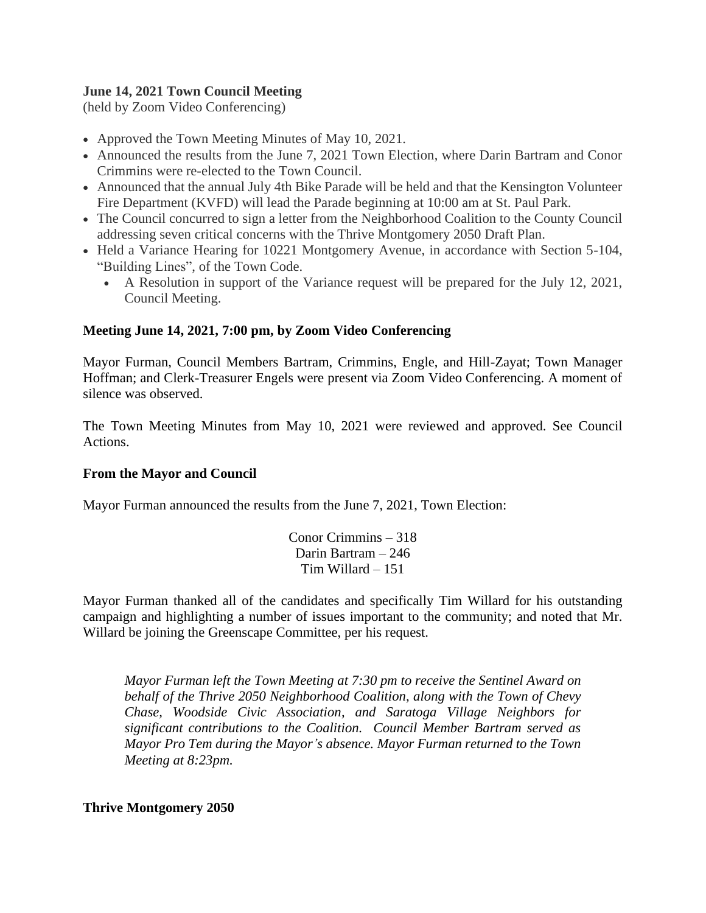**June 14, 2021 Town Council Meeting**
(held by Zoom Video Conferencing)

- Approved the Town Meeting Minutes of May 10, 2021.
- Announced the results from the June 7, 2021 Town Election, where Darin Bartram and Conor Crimmins were re-elected to the Town Council.
- Announced that the annual July 4th Bike Parade will be held and that the Kensington Volunteer Fire Department (KVFD) will lead the Parade beginning at 10:00 am at St. Paul Park.
- The Council concurred to sign a letter from the Neighborhood Coalition to the County Council addressing seven critical concerns with the Thrive Montgomery 2050 Draft Plan.
- Held a Variance Hearing for 10221 Montgomery Avenue, in accordance with Section 5-104, "Building Lines", of the Town Code.
  - A Resolution in support of the Variance request will be prepared for the July 12, 2021, Council Meeting.

**Meeting June 14, 2021, 7:00 pm, by Zoom Video Conferencing**

Mayor Furman, Council Members Bartram, Crimmins, Engle, and Hill-Zayat; Town Manager Hoffman; and Clerk-Treasurer Engels were present via Zoom Video Conferencing. A moment of silence was observed.

The Town Meeting Minutes from May 10, 2021 were reviewed and approved. See Council Actions.

**From the Mayor and Council**

Mayor Furman announced the results from the June 7, 2021, Town Election:

Conor Crimmins – 318
Darin Bartram – 246
Tim Willard – 151

Mayor Furman thanked all of the candidates and specifically Tim Willard for his outstanding campaign and highlighting a number of issues important to the community; and noted that Mr. Willard be joining the Greenscape Committee, per his request.

*Mayor Furman left the Town Meeting at 7:30 pm to receive the Sentinel Award on behalf of the Thrive 2050 Neighborhood Coalition, along with the Town of Chevy Chase, Woodside Civic Association, and Saratoga Village Neighbors for significant contributions to the Coalition. Council Member Bartram served as Mayor Pro Tem during the Mayor's absence. Mayor Furman returned to the Town Meeting at 8:23pm.*

**Thrive Montgomery 2050**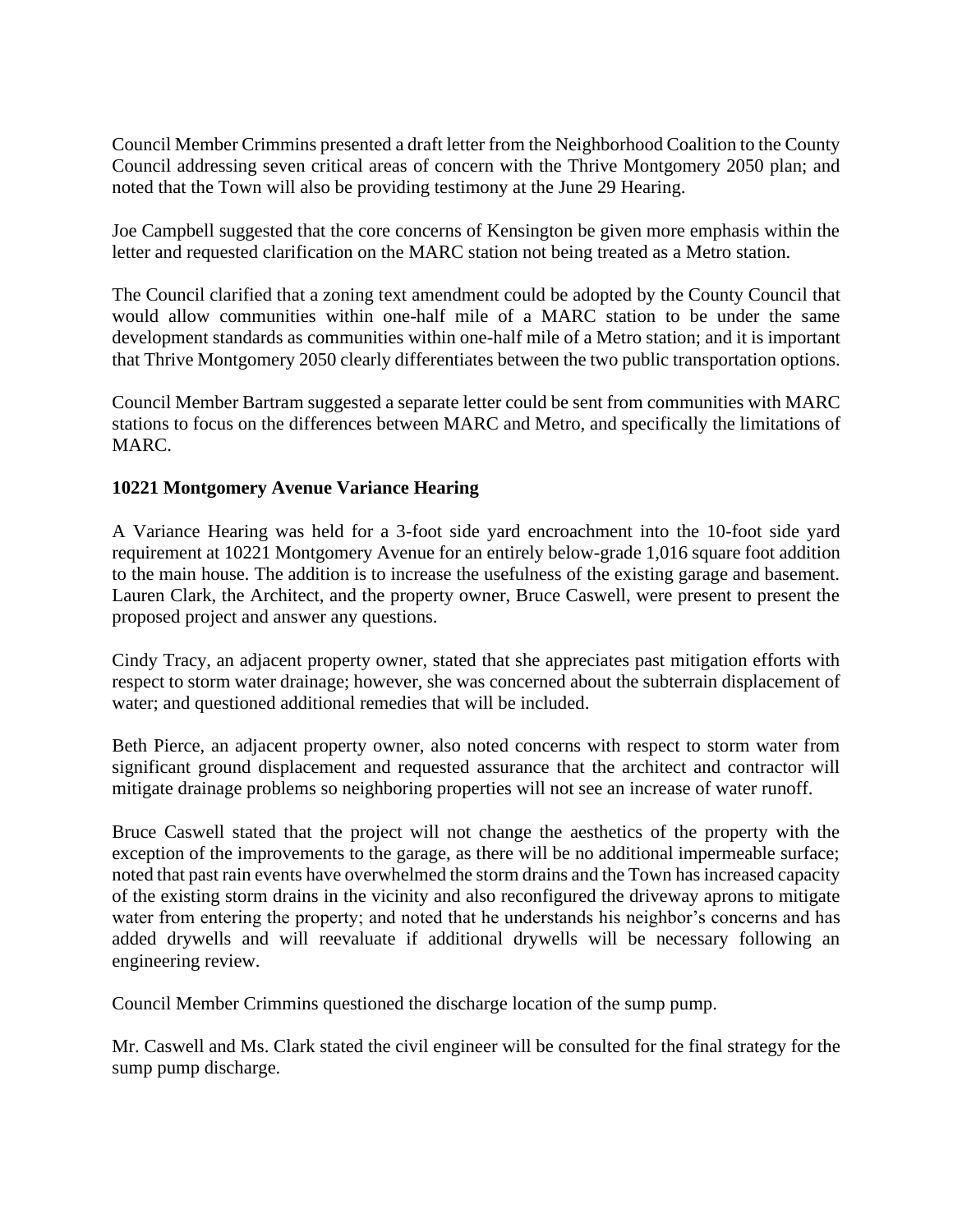Council Member Crimmins presented a draft letter from the Neighborhood Coalition to the County Council addressing seven critical areas of concern with the Thrive Montgomery 2050 plan; and noted that the Town will also be providing testimony at the June 29 Hearing.

Joe Campbell suggested that the core concerns of Kensington be given more emphasis within the letter and requested clarification on the MARC station not being treated as a Metro station.

The Council clarified that a zoning text amendment could be adopted by the County Council that would allow communities within one-half mile of a MARC station to be under the same development standards as communities within one-half mile of a Metro station; and it is important that Thrive Montgomery 2050 clearly differentiates between the two public transportation options.

Council Member Bartram suggested a separate letter could be sent from communities with MARC stations to focus on the differences between MARC and Metro, and specifically the limitations of MARC.

**10221 Montgomery Avenue Variance Hearing**

A Variance Hearing was held for a 3-foot side yard encroachment into the 10-foot side yard requirement at 10221 Montgomery Avenue for an entirely below-grade 1,016 square foot addition to the main house. The addition is to increase the usefulness of the existing garage and basement. Lauren Clark, the Architect, and the property owner, Bruce Caswell, were present to present the proposed project and answer any questions.

Cindy Tracy, an adjacent property owner, stated that she appreciates past mitigation efforts with respect to storm water drainage; however, she was concerned about the subterrain displacement of water; and questioned additional remedies that will be included.

Beth Pierce, an adjacent property owner, also noted concerns with respect to storm water from significant ground displacement and requested assurance that the architect and contractor will mitigate drainage problems so neighboring properties will not see an increase of water runoff.

Bruce Caswell stated that the project will not change the aesthetics of the property with the exception of the improvements to the garage, as there will be no additional impermeable surface; noted that past rain events have overwhelmed the storm drains and the Town has increased capacity of the existing storm drains in the vicinity and also reconfigured the driveway aprons to mitigate water from entering the property; and noted that he understands his neighbor's concerns and has added drywells and will reevaluate if additional drywells will be necessary following an engineering review.

Council Member Crimmins questioned the discharge location of the sump pump.

Mr. Caswell and Ms. Clark stated the civil engineer will be consulted for the final strategy for the sump pump discharge.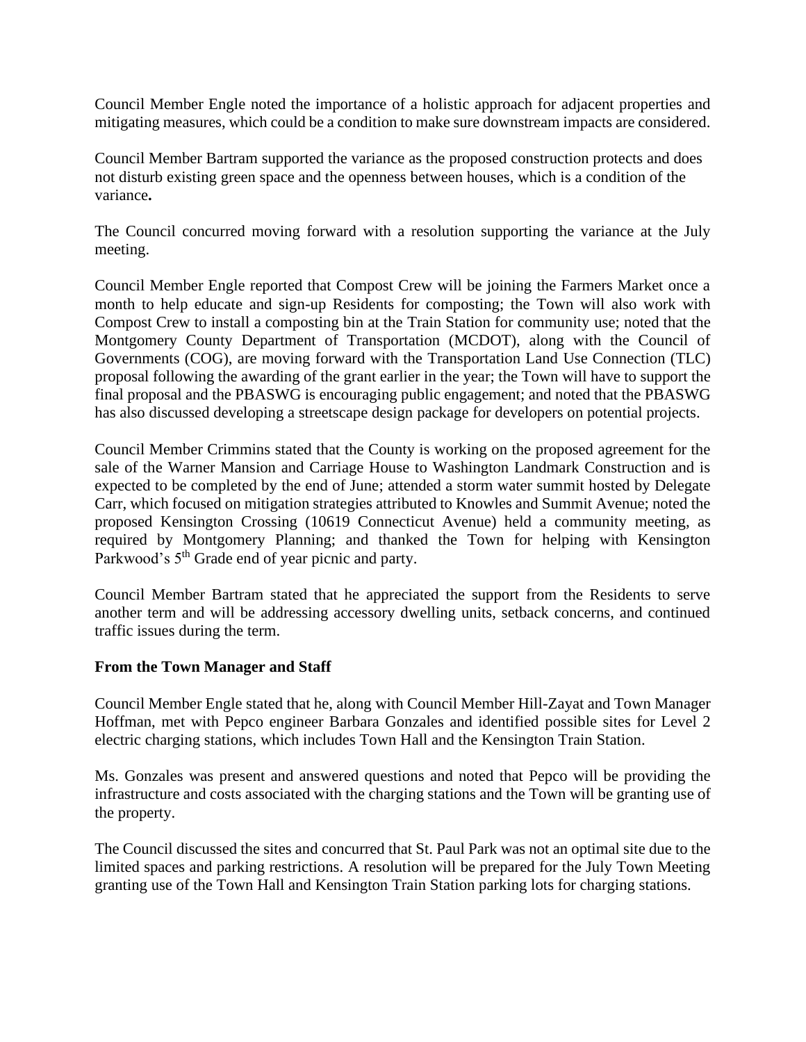Council Member Engle noted the importance of a holistic approach for adjacent properties and mitigating measures, which could be a condition to make sure downstream impacts are considered.

Council Member Bartram supported the variance as the proposed construction protects and does not disturb existing green space and the openness between houses, which is a condition of the variance**.**

The Council concurred moving forward with a resolution supporting the variance at the July meeting.

Council Member Engle reported that Compost Crew will be joining the Farmers Market once a month to help educate and sign-up Residents for composting; the Town will also work with Compost Crew to install a composting bin at the Train Station for community use; noted that the Montgomery County Department of Transportation (MCDOT), along with the Council of Governments (COG), are moving forward with the Transportation Land Use Connection (TLC) proposal following the awarding of the grant earlier in the year; the Town will have to support the final proposal and the PBASWG is encouraging public engagement; and noted that the PBASWG has also discussed developing a streetscape design package for developers on potential projects.

Council Member Crimmins stated that the County is working on the proposed agreement for the sale of the Warner Mansion and Carriage House to Washington Landmark Construction and is expected to be completed by the end of June; attended a storm water summit hosted by Delegate Carr, which focused on mitigation strategies attributed to Knowles and Summit Avenue; noted the proposed Kensington Crossing (10619 Connecticut Avenue) held a community meeting, as required by Montgomery Planning; and thanked the Town for helping with Kensington Parkwood's 5th Grade end of year picnic and party.

Council Member Bartram stated that he appreciated the support from the Residents to serve another term and will be addressing accessory dwelling units, setback concerns, and continued traffic issues during the term.

**From the Town Manager and Staff**

Council Member Engle stated that he, along with Council Member Hill-Zayat and Town Manager Hoffman, met with Pepco engineer Barbara Gonzales and identified possible sites for Level 2 electric charging stations, which includes Town Hall and the Kensington Train Station.

Ms. Gonzales was present and answered questions and noted that Pepco will be providing the infrastructure and costs associated with the charging stations and the Town will be granting use of the property.

The Council discussed the sites and concurred that St. Paul Park was not an optimal site due to the limited spaces and parking restrictions. A resolution will be prepared for the July Town Meeting granting use of the Town Hall and Kensington Train Station parking lots for charging stations.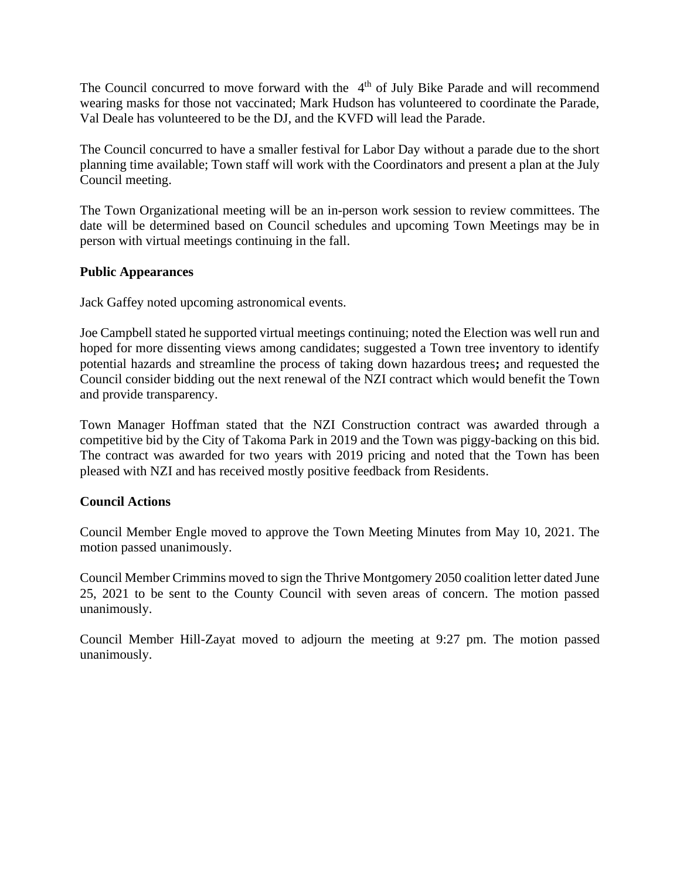The Council concurred to move forward with the 4th of July Bike Parade and will recommend wearing masks for those not vaccinated; Mark Hudson has volunteered to coordinate the Parade, Val Deale has volunteered to be the DJ, and the KVFD will lead the Parade.

The Council concurred to have a smaller festival for Labor Day without a parade due to the short planning time available; Town staff will work with the Coordinators and present a plan at the July Council meeting.

The Town Organizational meeting will be an in-person work session to review committees. The date will be determined based on Council schedules and upcoming Town Meetings may be in person with virtual meetings continuing in the fall.

**Public Appearances**

Jack Gaffey noted upcoming astronomical events.

Joe Campbell stated he supported virtual meetings continuing; noted the Election was well run and hoped for more dissenting views among candidates; suggested a Town tree inventory to identify potential hazards and streamline the process of taking down hazardous trees**;** and requested the Council consider bidding out the next renewal of the NZI contract which would benefit the Town and provide transparency.

Town Manager Hoffman stated that the NZI Construction contract was awarded through a competitive bid by the City of Takoma Park in 2019 and the Town was piggy-backing on this bid. The contract was awarded for two years with 2019 pricing and noted that the Town has been pleased with NZI and has received mostly positive feedback from Residents.

**Council Actions**

Council Member Engle moved to approve the Town Meeting Minutes from May 10, 2021. The motion passed unanimously.

Council Member Crimmins moved to sign the Thrive Montgomery 2050 coalition letter dated June 25, 2021 to be sent to the County Council with seven areas of concern. The motion passed unanimously.

Council Member Hill-Zayat moved to adjourn the meeting at 9:27 pm. The motion passed unanimously.